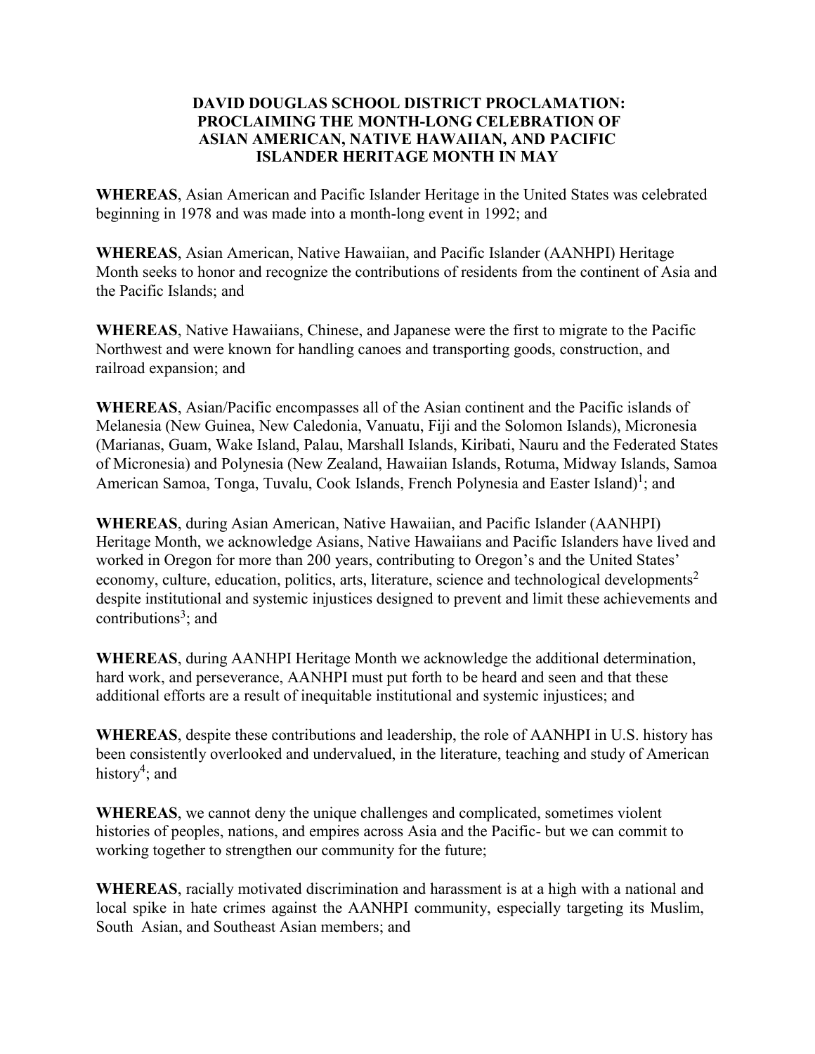# DAVID DOUGLAS SCHOOL DISTRICT PROCLAMATION: PROCLAIMING THE MONTH-LONG CELEBRATION OF ASIAN AMERICAN, NATIVE HAWAIIAN, AND PACIFIC ISLANDER HERITAGE MONTH IN MAY

**WHEREAS**, Asian American and Pacific Islander Heritage in the United States was celebrated beginning in 1978 and was made into a month-long event in 1992; and

**WHEREAS**, Asian American, Native Hawaiian, and Pacific Islander (AANHPI) Heritage Month seeks to honor and recognize the contributions of residents from the continent of Asia and the Pacific Islands; and

**WHEREAS**, Native Hawaiians, Chinese, and Japanese were the first to migrate to the Pacific Northwest and were known for handling canoes and transporting goods, construction, and railroad expansion; and

**WHEREAS**, Asian/Pacific encompasses all of the Asian continent and the Pacific islands of Melanesia (New Guinea, New Caledonia, Vanuatu, Fiji and the Solomon Islands), Micronesia (Marianas, Guam, Wake Island, Palau, Marshall Islands, Kiribati, Nauru and the Federated States of Micronesia) and Polynesia (New Zealand, Hawaiian Islands, Rotuma, Midway Islands, Samoa American Samoa, Tonga, Tuvalu, Cook Islands, French Polynesia and Easter Island)[1]; and

**WHEREAS**, during Asian American, Native Hawaiian, and Pacific Islander (AANHPI) Heritage Month, we acknowledge Asians, Native Hawaiians and Pacific Islanders have lived and worked in Oregon for more than 200 years, contributing to Oregon's and the United States' economy, culture, education, politics, arts, literature, science and technological developments[2] despite institutional and systemic injustices designed to prevent and limit these achievements and contributions[3]; and

**WHEREAS**, during AANHPI Heritage Month we acknowledge the additional determination, hard work, and perseverance, AANHPI must put forth to be heard and seen and that these additional efforts are a result of inequitable institutional and systemic injustices; and

**WHEREAS**, despite these contributions and leadership, the role of AANHPI in U.S. history has been consistently overlooked and undervalued, in the literature, teaching and study of American history[4]; and

**WHEREAS**, we cannot deny the unique challenges and complicated, sometimes violent histories of peoples, nations, and empires across Asia and the Pacific- but we can commit to working together to strengthen our community for the future;

**WHEREAS**, racially motivated discrimination and harassment is at a high with a national and local spike in hate crimes against the AANHPI community, especially targeting its Muslim, South Asian, and Southeast Asian members; and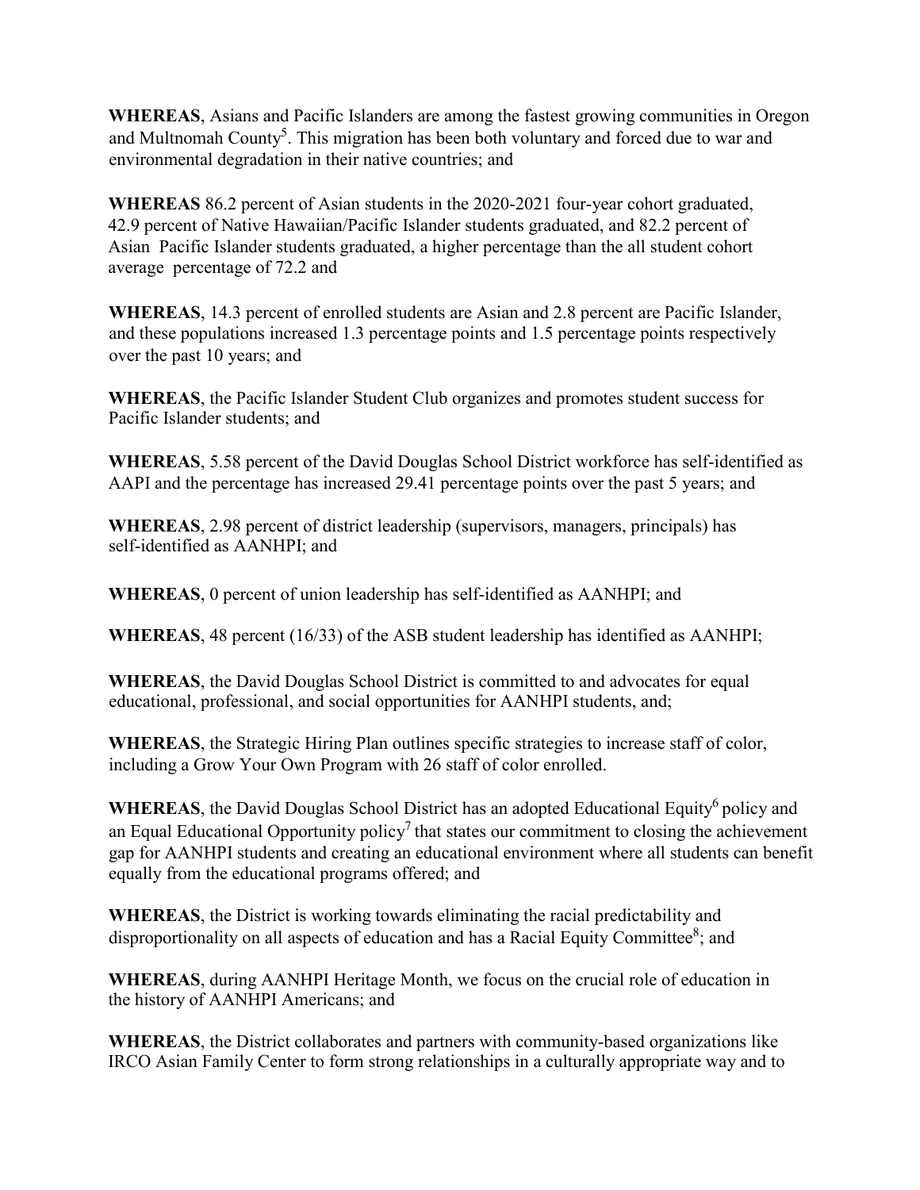**WHEREAS**, Asians and Pacific Islanders are among the fastest growing communities in Oregon and Multnomah County[5]. This migration has been both voluntary and forced due to war and environmental degradation in their native countries; and

**WHEREAS** 86.2 percent of Asian students in the 2020-2021 four-year cohort graduated, 42.9 percent of Native Hawaiian/Pacific Islander students graduated, and 82.2 percent of Asian Pacific Islander students graduated, a higher percentage than the all student cohort average percentage of 72.2 and

**WHEREAS**, 14.3 percent of enrolled students are Asian and 2.8 percent are Pacific Islander, and these populations increased 1.3 percentage points and 1.5 percentage points respectively over the past 10 years; and

**WHEREAS**, the Pacific Islander Student Club organizes and promotes student success for Pacific Islander students; and

**WHEREAS**, 5.58 percent of the David Douglas School District workforce has self-identified as AAPI and the percentage has increased 29.41 percentage points over the past 5 years; and

**WHEREAS**, 2.98 percent of district leadership (supervisors, managers, principals) has self-identified as AANHPI; and

**WHEREAS**, 0 percent of union leadership has self-identified as AANHPI; and

**WHEREAS**, 48 percent (16/33) of the ASB student leadership has identified as AANHPI;

**WHEREAS**, the David Douglas School District is committed to and advocates for equal educational, professional, and social opportunities for AANHPI students, and;

**WHEREAS**, the Strategic Hiring Plan outlines specific strategies to increase staff of color, including a Grow Your Own Program with 26 staff of color enrolled.

**WHEREAS**, the David Douglas School District has an adopted Educational Equity[6] policy and an Equal Educational Opportunity policy[7] that states our commitment to closing the achievement gap for AANHPI students and creating an educational environment where all students can benefit equally from the educational programs offered; and

**WHEREAS**, the District is working towards eliminating the racial predictability and disproportionality on all aspects of education and has a Racial Equity Committee[8]; and

**WHEREAS**, during AANHPI Heritage Month, we focus on the crucial role of education in the history of AANHPI Americans; and

**WHEREAS**, the District collaborates and partners with community-based organizations like IRCO Asian Family Center to form strong relationships in a culturally appropriate way and to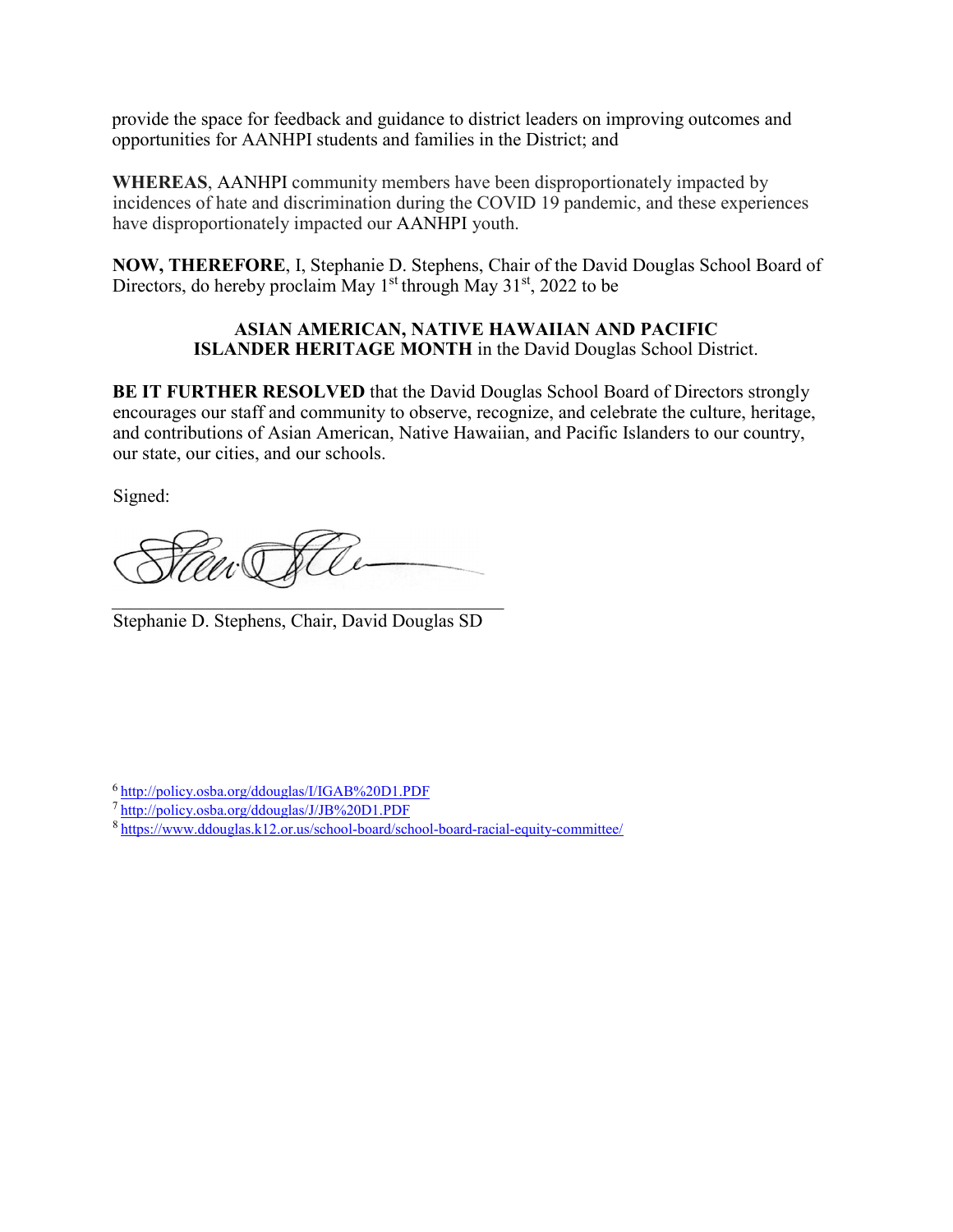provide the space for feedback and guidance to district leaders on improving outcomes and opportunities for AANHPI students and families in the District; and

**WHEREAS**, AANHPI community members have been disproportionately impacted by incidences of hate and discrimination during the COVID 19 pandemic, and these experiences have disproportionately impacted our AANHPI youth.

**NOW, THEREFORE**, I, Stephanie D. Stephens, Chair of the David Douglas School Board of Directors, do hereby proclaim May 1st through May 31st, 2022 to be

**ASIAN AMERICAN, NATIVE HAWAIIAN AND PACIFIC ISLANDER HERITAGE MONTH** in the David Douglas School District.

**BE IT FURTHER RESOLVED** that the David Douglas School Board of Directors strongly encourages our staff and community to observe, recognize, and celebrate the culture, heritage, and contributions of Asian American, Native Hawaiian, and Pacific Islanders to our country, our state, our cities, and our schools.

Signed:

\_\_\_\_\_\_\_\_\_\_\_\_\_\_\_\_\_\_\_\_\_\_\_\_\_\_\_\_\_\_\_\_\_\_\_\_\_\_\_\_

Stephanie D. Stephens, Chair, David Douglas SD

[6] http://policy.osba.org/ddouglas/I/IGAB%20D1.PDF

[7] http://policy.osba.org/ddouglas/J/JB%20D1.PDF

[8] https://www.ddouglas.k12.or.us/school-board/school-board-racial-equity-committee/